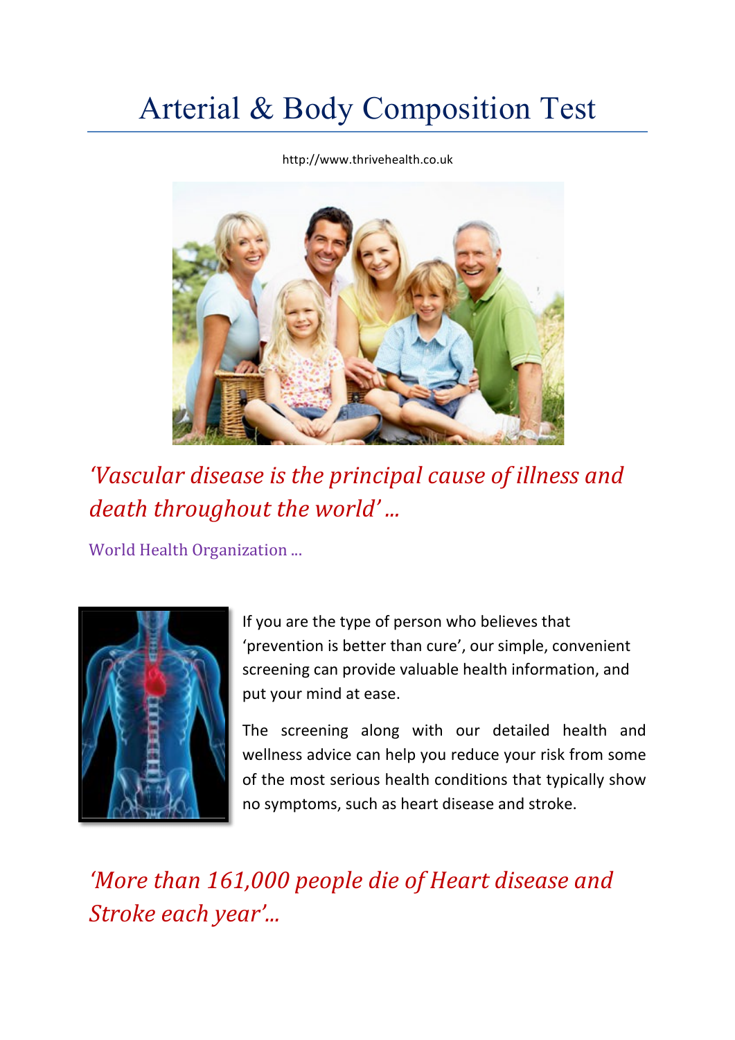# Arterial & Body Composition Test

http://www.thrivehealth.co.uk

*'Vascular disease is the principal cause of illness and death throughout the world' ...*

World Health Organization ...

If you are the type of person who believes that 'prevention is better than cure', our simple, convenient screening can provide valuable health information, and put your mind at ease.

The screening along with our detailed health and wellness advice can help you reduce your risk from some of the most serious health conditions that typically show no symptoms, such as heart disease and stroke.

*'More than 161,000 people die of Heart disease and Stroke each year'...*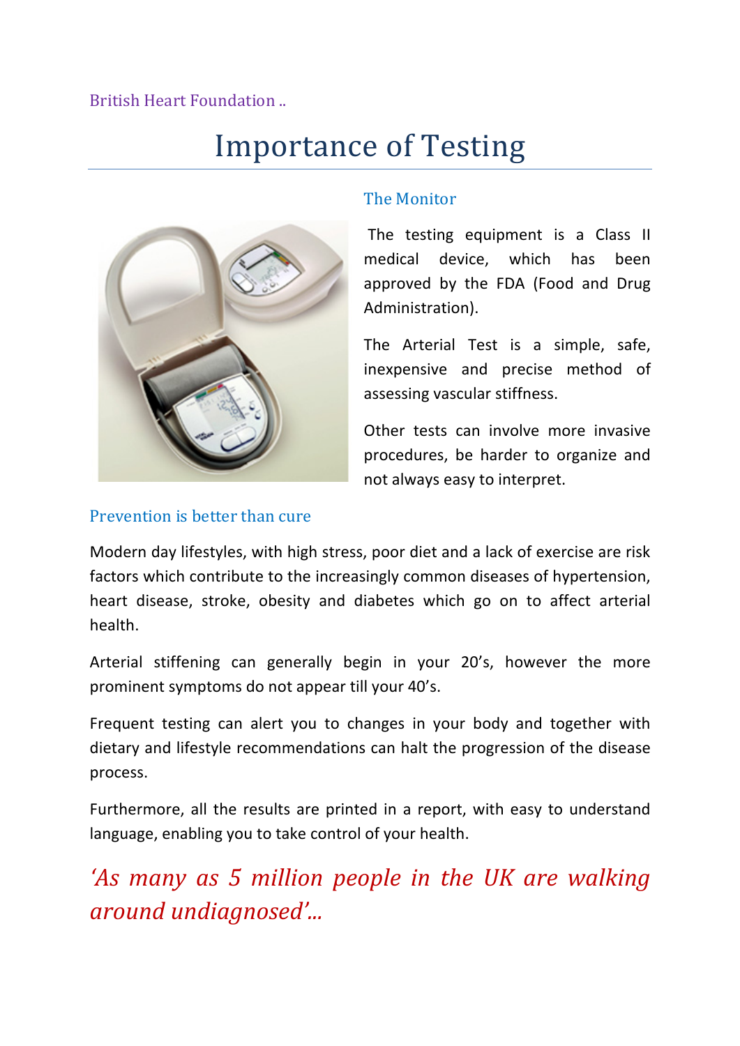British Heart Foundation ..

# Importance of Testing

## The Monitor

The testing equipment is a Class II medical device, which has been approved by the FDA (Food and Drug Administration).

The Arterial Test is a simple, safe, inexpensive and precise method of assessing vascular stiffness.

Other tests can involve more invasive procedures, be harder to organize and not always easy to interpret.

## Prevention is better than cure

Modern day lifestyles, with high stress, poor diet and a lack of exercise are risk factors which contribute to the increasingly common diseases of hypertension, heart disease, stroke, obesity and diabetes which go on to affect arterial health.

Arterial stiffening can generally begin in your 20's, however the more prominent symptoms do not appear till your 40's.

Frequent testing can alert you to changes in your body and together with dietary and lifestyle recommendations can halt the progression of the disease process.

Furthermore, all the results are printed in a report, with easy to understand language, enabling you to take control of your health.

*'As many as 5 million people in the UK are walking around undiagnosed'...*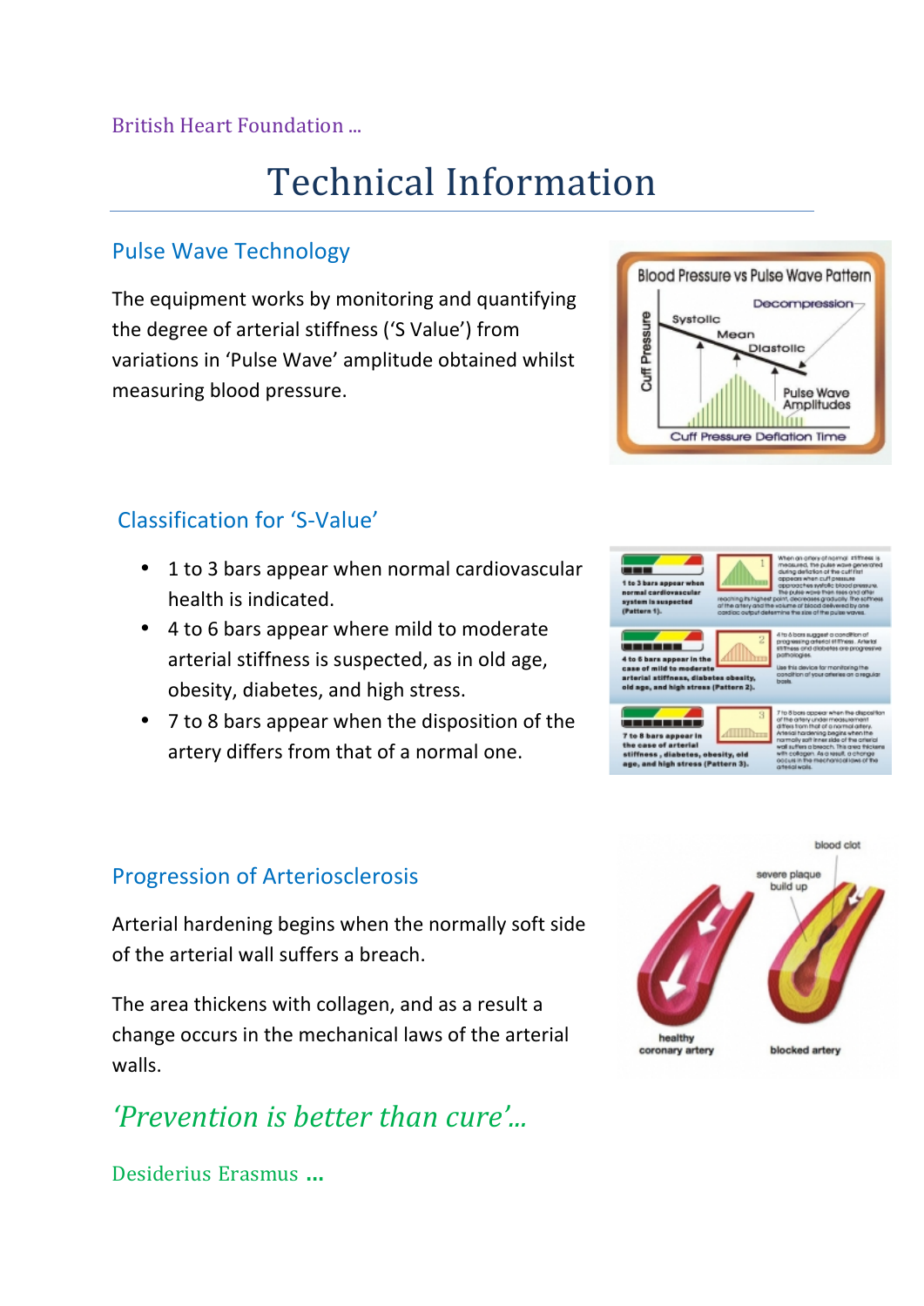British Heart Foundation ...

# Technical Information

## Pulse Wave Technology

The equipment works by monitoring and quantifying the degree of arterial stiffness ('S Value') from variations in 'Pulse Wave' amplitude obtained whilst measuring blood pressure.

## Classification for 'S-Value'

- 1 to 3 bars appear when normal cardiovascular health is indicated.
- 4 to 6 bars appear where mild to moderate arterial stiffness is suspected, as in old age, obesity, diabetes, and high stress.
- 7 to 8 bars appear when the disposition of the artery differs from that of a normal one.

## Progression of Arteriosclerosis

Arterial hardening begins when the normally soft side of the arterial wall suffers a breach.

The area thickens with collagen, and as a result a change occurs in the mechanical laws of the arterial walls.

*'Prevention is better than cure'...*

Desiderius Erasmus ...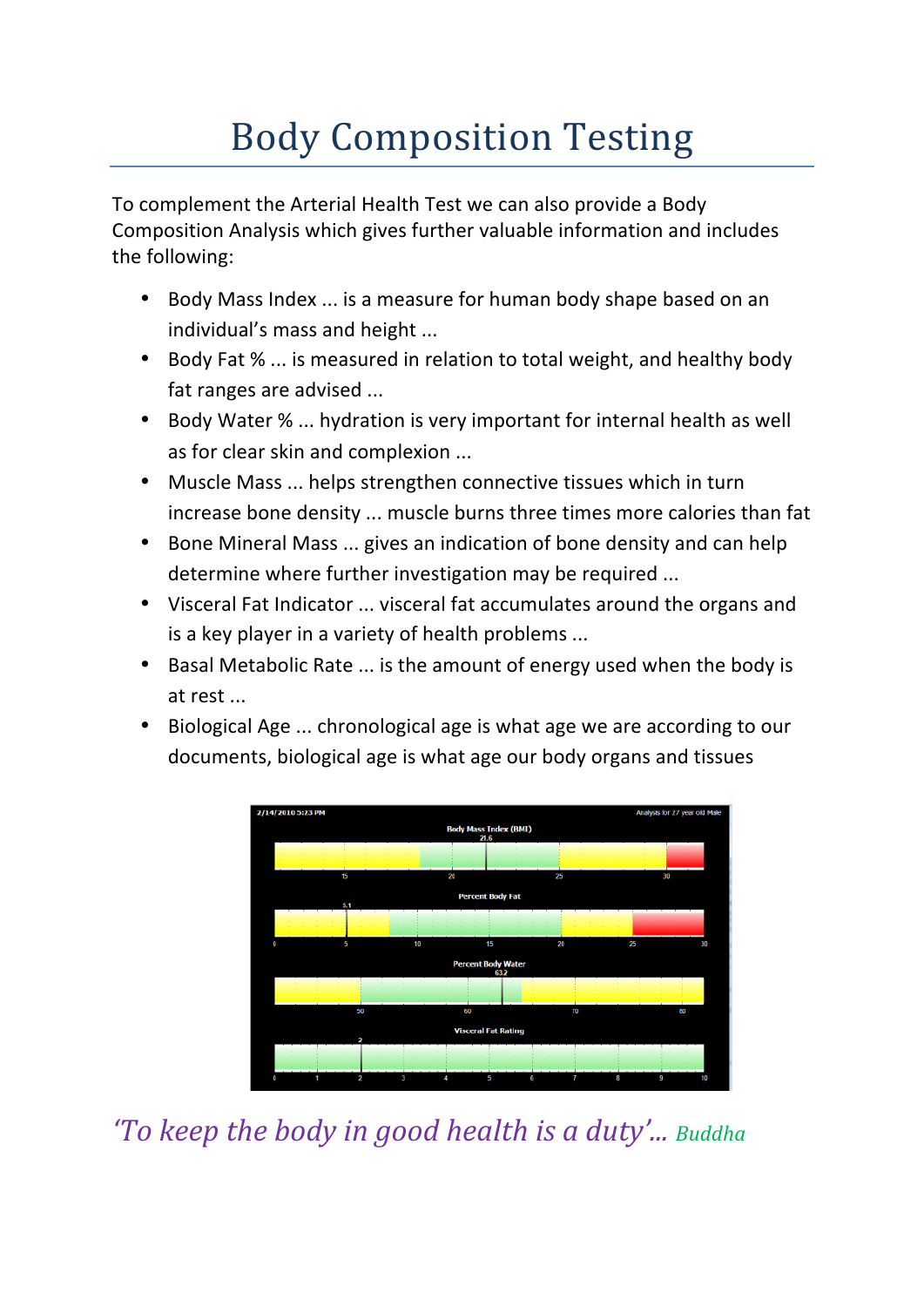# Body Composition Testing

To complement the Arterial Health Test we can also provide a Body Composition Analysis which gives further valuable information and includes the following:

- Body Mass Index ... is a measure for human body shape based on an individual's mass and height ...
- Body Fat % ... is measured in relation to total weight, and healthy body fat ranges are advised ...
- Body Water % ... hydration is very important for internal health as well as for clear skin and complexion ...
- Muscle Mass ... helps strengthen connective tissues which in turn increase bone density ... muscle burns three times more calories than fat
- Bone Mineral Mass ... gives an indication of bone density and can help determine where further investigation may be required ...
- Visceral Fat Indicator ... visceral fat accumulates around the organs and is a key player in a variety of health problems ...
- Basal Metabolic Rate ... is the amount of energy used when the body is at rest ...
- Biological Age ... chronological age is what age we are according to our documents, biological age is what age our body organs and tissues

*'To keep the body in good health is a duty'...* *Buddha*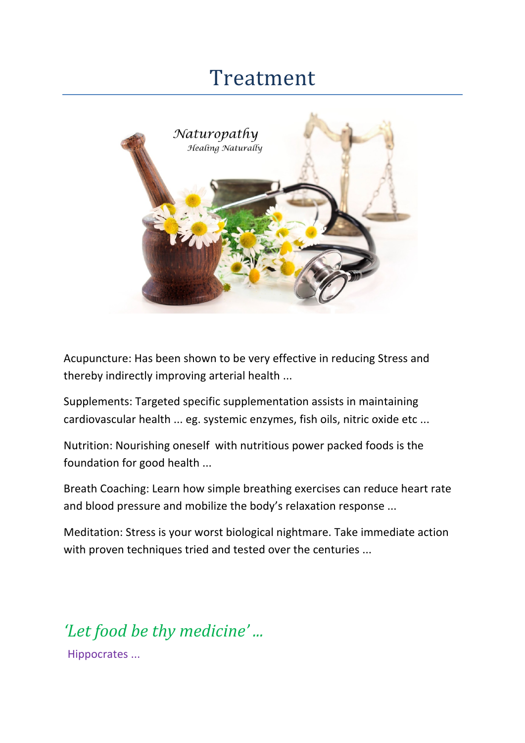# Treatment

Acupuncture: Has been shown to be very effective in reducing Stress and thereby indirectly improving arterial health ...

Supplements: Targeted specific supplementation assists in maintaining cardiovascular health ... eg. systemic enzymes, fish oils, nitric oxide etc ...

Nutrition: Nourishing oneself with nutritious power packed foods is the foundation for good health ...

Breath Coaching: Learn how simple breathing exercises can reduce heart rate and blood pressure and mobilize the body's relaxation response ...

Meditation: Stress is your worst biological nightmare. Take immediate action with proven techniques tried and tested over the centuries ...

*'Let food be thy medicine' ...*

Hippocrates ...